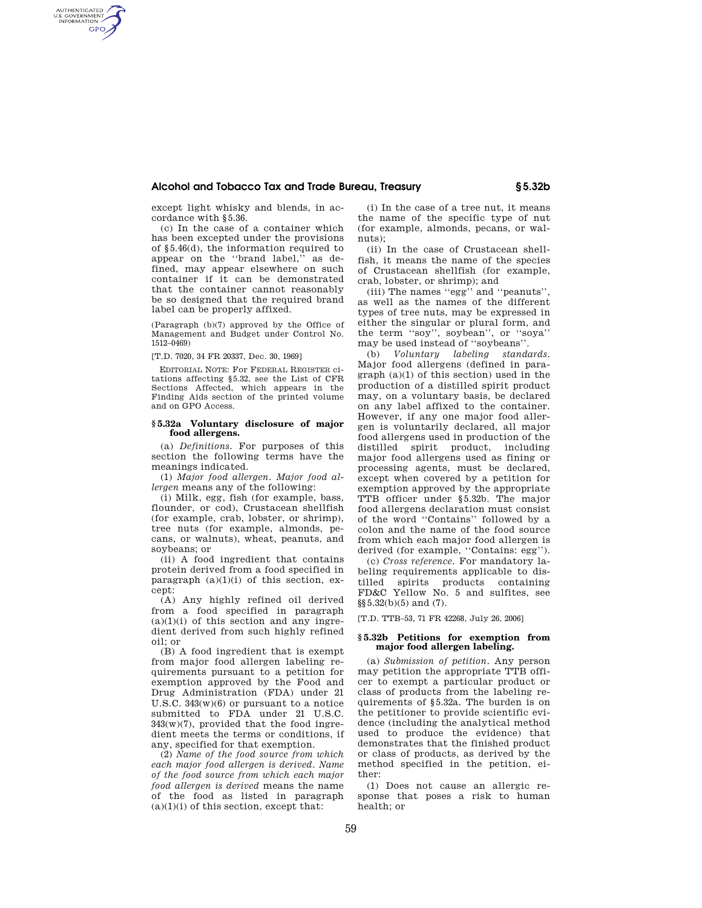except light whisky and blends, in accordance with §5.36.

(c) In the case of a container which has been excepted under the provisions of §5.46(d), the information required to appear on the ''brand label,'' as defined, may appear elsewhere on such container if it can be demonstrated that the container cannot reasonably be so designed that the required brand label can be properly affixed.

(Paragraph (b)(7) approved by the Office of Management and Budget under Control No. 1512–0469)

[T.D. 7020, 34 FR 20337, Dec. 30, 1969]

EDITORIAL NOTE: For FEDERAL REGISTER citations affecting §5.32, see the List of CFR Sections Affected, which appears in the Finding Aids section of the printed volume and on GPO Access.

### §5.32a Voluntary disclosure of major food allergens.

(a) *Definitions.* For purposes of this section the following terms have the meanings indicated.

(1) *Major food allergen. Major food allergen* means any of the following:

(i) Milk, egg, fish (for example, bass, flounder, or cod), Crustacean shellfish (for example, crab, lobster, or shrimp), tree nuts (for example, almonds, pecans, or walnuts), wheat, peanuts, and soybeans; or

(ii) A food ingredient that contains protein derived from a food specified in paragraph (a)(1)(i) of this section, except:

(A) Any highly refined oil derived from a food specified in paragraph (a)(1)(i) of this section and any ingredient derived from such highly refined oil; or

(B) A food ingredient that is exempt from major food allergen labeling requirements pursuant to a petition for exemption approved by the Food and Drug Administration (FDA) under 21 U.S.C. 343(w)(6) or pursuant to a notice submitted to FDA under 21 U.S.C. 343(w)(7), provided that the food ingredient meets the terms or conditions, if any, specified for that exemption.

(2) *Name of the food source from which each major food allergen is derived. Name of the food source from which each major food allergen is derived* means the name of the food as listed in paragraph (a)(1)(i) of this section, except that:

(i) In the case of a tree nut, it means the name of the specific type of nut (for example, almonds, pecans, or walnuts);

(ii) In the case of Crustacean shellfish, it means the name of the species of Crustacean shellfish (for example, crab, lobster, or shrimp); and

(iii) The names ''egg'' and ''peanuts'', as well as the names of the different types of tree nuts, may be expressed in either the singular or plural form, and the term ''soy'', soybean'', or ''soya'' may be used instead of ''soybeans''.

(b) *Voluntary labeling standards.* Major food allergens (defined in paragraph (a)(1) of this section) used in the production of a distilled spirit product may, on a voluntary basis, be declared on any label affixed to the container. However, if any one major food allergen is voluntarily declared, all major food allergens used in production of the distilled spirit product, including major food allergens used as fining or processing agents, must be declared, except when covered by a petition for exemption approved by the appropriate TTB officer under §5.32b. The major food allergens declaration must consist of the word ''Contains'' followed by a colon and the name of the food source from which each major food allergen is derived (for example, ''Contains: egg'').

(c) *Cross reference.* For mandatory labeling requirements applicable to distilled spirits products containing FD&C Yellow No. 5 and sulfites, see §§5.32(b)(5) and (7).

[T.D. TTB–53, 71 FR 42268, July 26, 2006]

### §5.32b Petitions for exemption from major food allergen labeling.

(a) *Submission of petition.* Any person may petition the appropriate TTB officer to exempt a particular product or class of products from the labeling requirements of §5.32a. The burden is on the petitioner to provide scientific evidence (including the analytical method used to produce the evidence) that demonstrates that the finished product or class of products, as derived by the method specified in the petition, either:

(1) Does not cause an allergic response that poses a risk to human health; or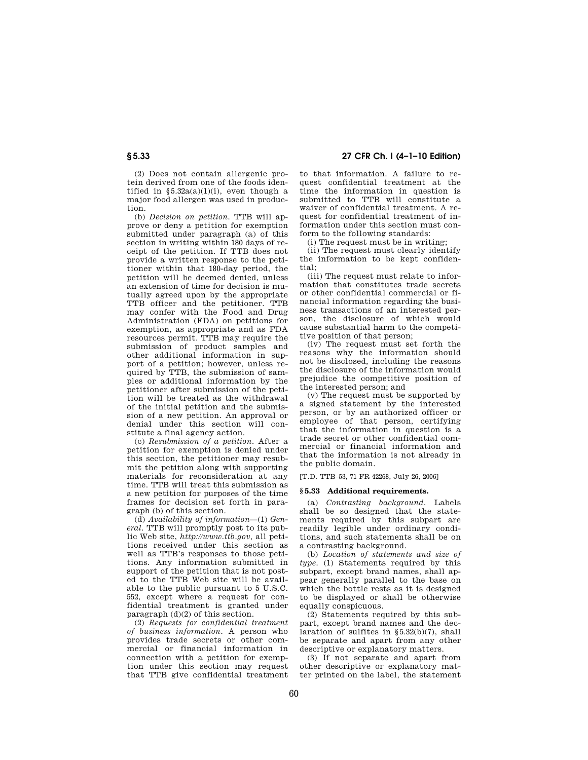(2) Does not contain allergenic protein derived from one of the foods identified in §5.32a(a)(1)(i), even though a major food allergen was used in production.

(b) *Decision on petition.* TTB will approve or deny a petition for exemption submitted under paragraph (a) of this section in writing within 180 days of receipt of the petition. If TTB does not provide a written response to the petitioner within that 180-day period, the petition will be deemed denied, unless an extension of time for decision is mutually agreed upon by the appropriate TTB officer and the petitioner. TTB may confer with the Food and Drug Administration (FDA) on petitions for exemption, as appropriate and as FDA resources permit. TTB may require the submission of product samples and other additional information in support of a petition; however, unless required by TTB, the submission of samples or additional information by the petitioner after submission of the petition will be treated as the withdrawal of the initial petition and the submission of a new petition. An approval or denial under this section will constitute a final agency action.

(c) *Resubmission of a petition.* After a petition for exemption is denied under this section, the petitioner may resubmit the petition along with supporting materials for reconsideration at any time. TTB will treat this submission as a new petition for purposes of the time frames for decision set forth in paragraph (b) of this section.

(d) *Availability of information*—(1) *General.* TTB will promptly post to its public Web site, *http://www.ttb.gov*, all petitions received under this section as well as TTB's responses to those petitions. Any information submitted in support of the petition that is not posted to the TTB Web site will be available to the public pursuant to 5 U.S.C. 552, except where a request for confidential treatment is granted under paragraph (d)(2) of this section.

(2) *Requests for confidential treatment of business information.* A person who provides trade secrets or other commercial or financial information in connection with a petition for exemption under this section may request that TTB give confidential treatment to that information. A failure to request confidential treatment at the time the information in question is submitted to TTB will constitute a waiver of confidential treatment. A request for confidential treatment of information under this section must conform to the following standards:

(i) The request must be in writing;

(ii) The request must clearly identify the information to be kept confidential;

(iii) The request must relate to information that constitutes trade secrets or other confidential commercial or financial information regarding the business transactions of an interested person, the disclosure of which would cause substantial harm to the competitive position of that person;

(iv) The request must set forth the reasons why the information should not be disclosed, including the reasons the disclosure of the information would prejudice the competitive position of the interested person; and

(v) The request must be supported by a signed statement by the interested person, or by an authorized officer or employee of that person, certifying that the information in question is a trade secret or other confidential commercial or financial information and that the information is not already in the public domain.

[T.D. TTB–53, 71 FR 42268, July 26, 2006]

### § 5.33 Additional requirements.

(a) *Contrasting background.* Labels shall be so designed that the statements required by this subpart are readily legible under ordinary conditions, and such statements shall be on a contrasting background.

(b) *Location of statements and size of type.* (1) Statements required by this subpart, except brand names, shall appear generally parallel to the base on which the bottle rests as it is designed to be displayed or shall be otherwise equally conspicuous.

(2) Statements required by this subpart, except brand names and the declaration of sulfites in §5.32(b)(7), shall be separate and apart from any other descriptive or explanatory matters.

(3) If not separate and apart from other descriptive or explanatory matter printed on the label, the statement